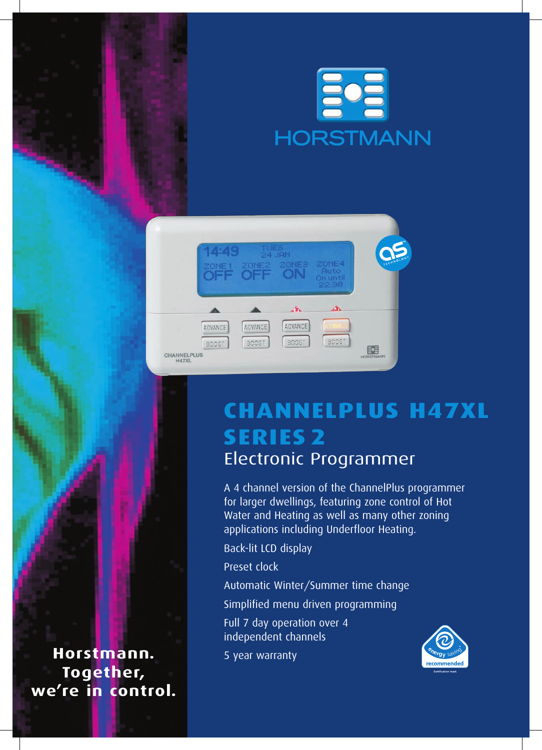HORSTMANN

# CHANNELPLUS H47XL SERIES 2

## Electronic Programmer

A 4 channel version of the ChannelPlus programmer for larger dwellings, featuring zone control of Hot Water and Heating as well as many other zoning applications including Underfloor Heating.

Back-lit LCD display

Preset clock

Automatic Winter/Summer time change

Simplified menu driven programming

Full 7 day operation over 4 independent channels

5 year warranty

**Horstmann. Together, we're in control.**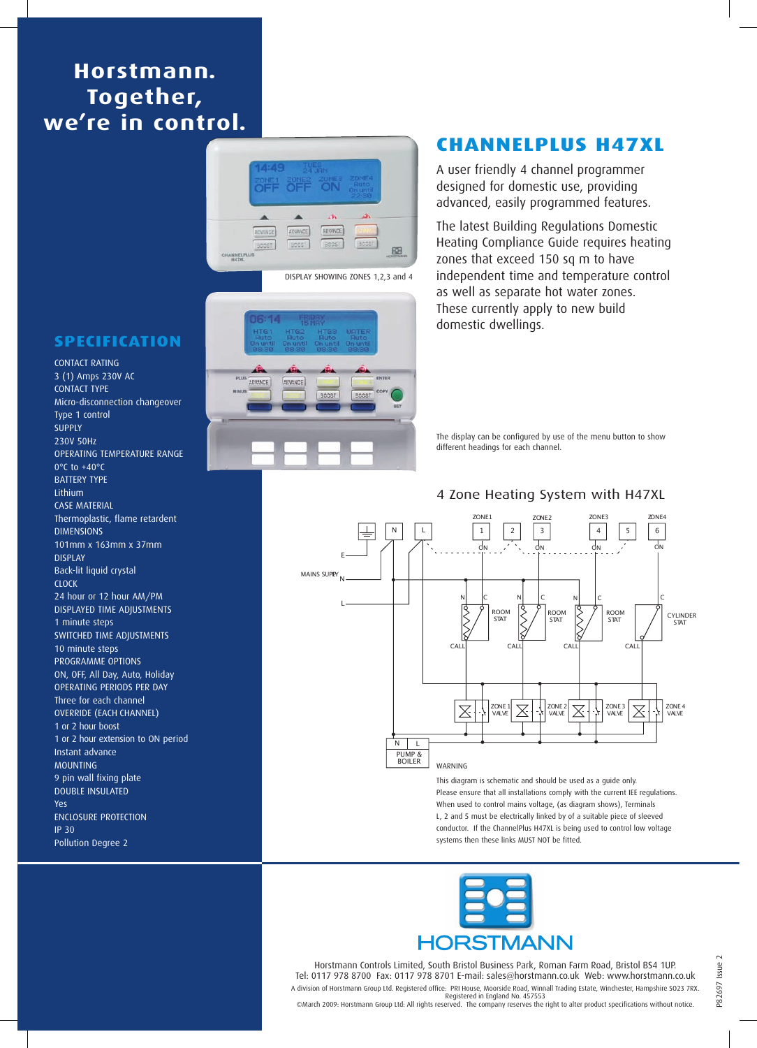# Horstmann. Together, we're in control.

## CHANNELPLUS H47XL

A user friendly 4 channel programmer designed for domestic use, providing advanced, easily programmed features.

The latest Building Regulations Domestic Heating Compliance Guide requires heating zones that exceed 150 sq m to have independent time and temperature control as well as separate hot water zones. These currently apply to new build domestic dwellings.

DISPLAY SHOWING ZONES 1,2,3 and 4

The display can be configured by use of the menu button to show different headings for each channel.

## SPECIFICATION

CONTACT RATING
3 (1) Amps 230V AC

CONTACT TYPE
Micro-disconnection changeover
Type 1 control

SUPPLY
230V 50Hz

OPERATING TEMPERATURE RANGE
0°C to +40°C

BATTERY TYPE
Lithium

CASE MATERIAL
Thermoplastic, flame retardent

DIMENSIONS
101mm x 163mm x 37mm

DISPLAY
Back-lit liquid crystal

CLOCK
24 hour or 12 hour AM/PM

DISPLAYED TIME ADJUSTMENTS
1 minute steps

SWITCHED TIME ADJUSTMENTS
10 minute steps

PROGRAMME OPTIONS
ON, OFF, All Day, Auto, Holiday

OPERATING PERIODS PER DAY
Three for each channel

OVERRIDE (EACH CHANNEL)
1 or 2 hour boost
1 or 2 hour extension to ON period
Instant advance

MOUNTING
9 pin wall fixing plate

DOUBLE INSULATED
Yes

ENCLOSURE PROTECTION
IP 30
Pollution Degree 2

### 4 Zone Heating System with H47XL

ZONE1 ZONE2 ZONE3 ZONE4
N L 1 2 3 4 5 6
ON ON ON ON
E
MAINS SUPPLY N
L
N C ROOM STAT CALL
N C ROOM STAT CALL
N C ROOM STAT CALL
C CYLINDER STAT CALL
ZONE 1 VALVE ZONE 2 VALVE ZONE 3 VALVE ZONE 4 VALVE
N L PUMP & BOILER

WARNING

This diagram is schematic and should be used as a guide only.
Please ensure that all installations comply with the current IEE regulations.
When used to control mains voltage, (as diagram shows), Terminals L, 2 and 5 must be electrically linked by of a suitable piece of sleeved conductor. If the ChannelPlus H47XL is being used to control low voltage systems then these links MUST NOT be fitted.

HORSTMANN

Horstmann Controls Limited, South Bristol Business Park, Roman Farm Road, Bristol BS4 1UP.
Tel: 0117 978 8700 Fax: 0117 978 8701 E-mail: sales@horstmann.co.uk Web: www.horstmann.co.uk
A division of Horstmann Group Ltd. Registered office: PRI House, Moorside Road, Winnall Trading Estate, Winchester, Hampshire SO23 7RX.
Registered in England No. 457553
©March 2009: Horstmann Group Ltd: All rights reserved. The company reserves the right to alter product specifications without notice.

P82697 Issue 2